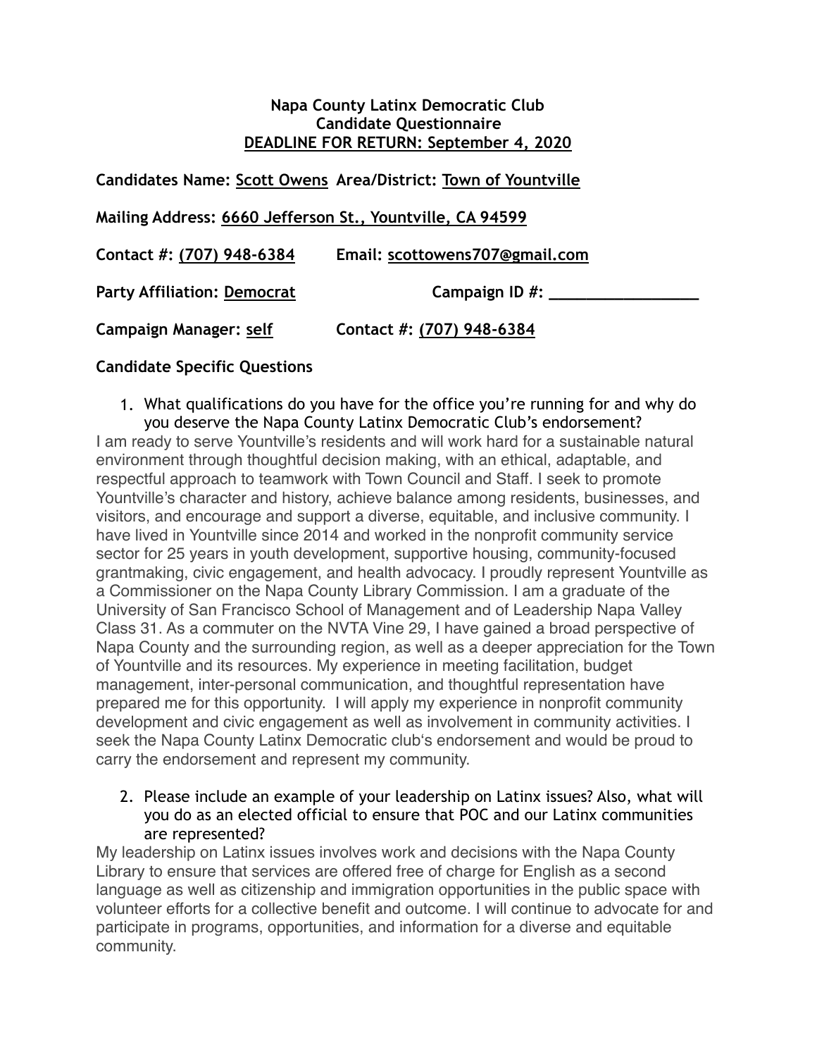**Napa County Latinx Democratic Club**
**Candidate Questionnaire**
**DEADLINE FOR RETURN: September 4, 2020**

**Candidates Name:** Scott Owens **Area/District:** Town of Yountville

**Mailing Address:** 6660 Jefferson St., Yountville, CA 94599

**Contact #:** (707) 948-6384 **Email:** scottowens707@gmail.com

**Party Affiliation:** Democrat **Campaign ID #:** _________________

**Campaign Manager:** self **Contact #:** (707) 948-6384

**Candidate Specific Questions**

1. What qualifications do you have for the office you're running for and why do you deserve the Napa County Latinx Democratic Club's endorsement?

I am ready to serve Yountville's residents and will work hard for a sustainable natural environment through thoughtful decision making, with an ethical, adaptable, and respectful approach to teamwork with Town Council and Staff. I seek to promote Yountville's character and history, achieve balance among residents, businesses, and visitors, and encourage and support a diverse, equitable, and inclusive community. I have lived in Yountville since 2014 and worked in the nonprofit community service sector for 25 years in youth development, supportive housing, community-focused grantmaking, civic engagement, and health advocacy. I proudly represent Yountville as a Commissioner on the Napa County Library Commission. I am a graduate of the University of San Francisco School of Management and of Leadership Napa Valley Class 31. As a commuter on the NVTA Vine 29, I have gained a broad perspective of Napa County and the surrounding region, as well as a deeper appreciation for the Town of Yountville and its resources. My experience in meeting facilitation, budget management, inter-personal communication, and thoughtful representation have prepared me for this opportunity. I will apply my experience in nonprofit community development and civic engagement as well as involvement in community activities. I seek the Napa County Latinx Democratic club's endorsement and would be proud to carry the endorsement and represent my community.

2. Please include an example of your leadership on Latinx issues? Also, what will you do as an elected official to ensure that POC and our Latinx communities are represented?

My leadership on Latinx issues involves work and decisions with the Napa County Library to ensure that services are offered free of charge for English as a second language as well as citizenship and immigration opportunities in the public space with volunteer efforts for a collective benefit and outcome. I will continue to advocate for and participate in programs, opportunities, and information for a diverse and equitable community.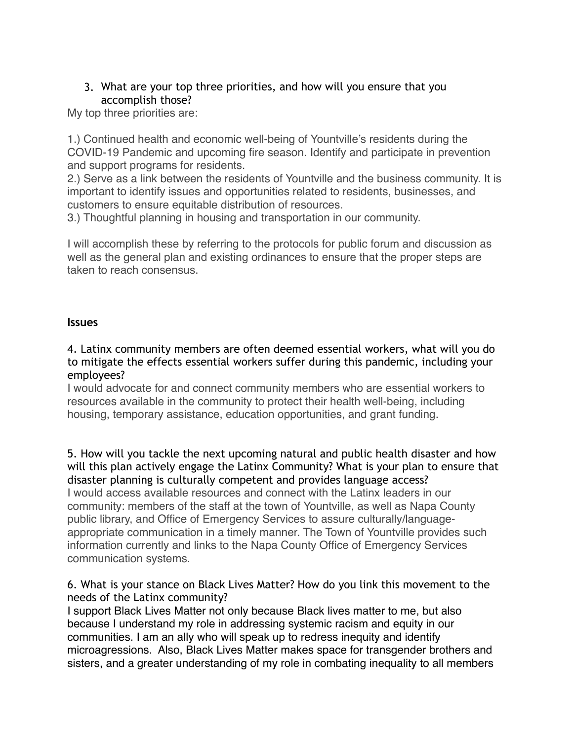3. What are your top three priorities, and how will you ensure that you accomplish those?

My top three priorities are:

1.) Continued health and economic well-being of Yountville's residents during the COVID-19 Pandemic and upcoming fire season. Identify and participate in prevention and support programs for residents.
2.) Serve as a link between the residents of Yountville and the business community. It is important to identify issues and opportunities related to residents, businesses, and customers to ensure equitable distribution of resources.
3.) Thoughtful planning in housing and transportation in our community.

I will accomplish these by referring to the protocols for public forum and discussion as well as the general plan and existing ordinances to ensure that the proper steps are taken to reach consensus.

**Issues**

4. Latinx community members are often deemed essential workers, what will you do to mitigate the effects essential workers suffer during this pandemic, including your employees?

I would advocate for and connect community members who are essential workers to resources available in the community to protect their health well-being, including housing, temporary assistance, education opportunities, and grant funding.

5. How will you tackle the next upcoming natural and public health disaster and how will this plan actively engage the Latinx Community? What is your plan to ensure that disaster planning is culturally competent and provides language access?

I would access available resources and connect with the Latinx leaders in our community: members of the staff at the town of Yountville, as well as Napa County public library, and Office of Emergency Services to assure culturally/language-appropriate communication in a timely manner. The Town of Yountville provides such information currently and links to the Napa County Office of Emergency Services communication systems.

6. What is your stance on Black Lives Matter? How do you link this movement to the needs of the Latinx community?

I support Black Lives Matter not only because Black lives matter to me, but also because I understand my role in addressing systemic racism and equity in our communities. I am an ally who will speak up to redress inequity and identify microagressions. Also, Black Lives Matter makes space for transgender brothers and sisters, and a greater understanding of my role in combating inequality to all members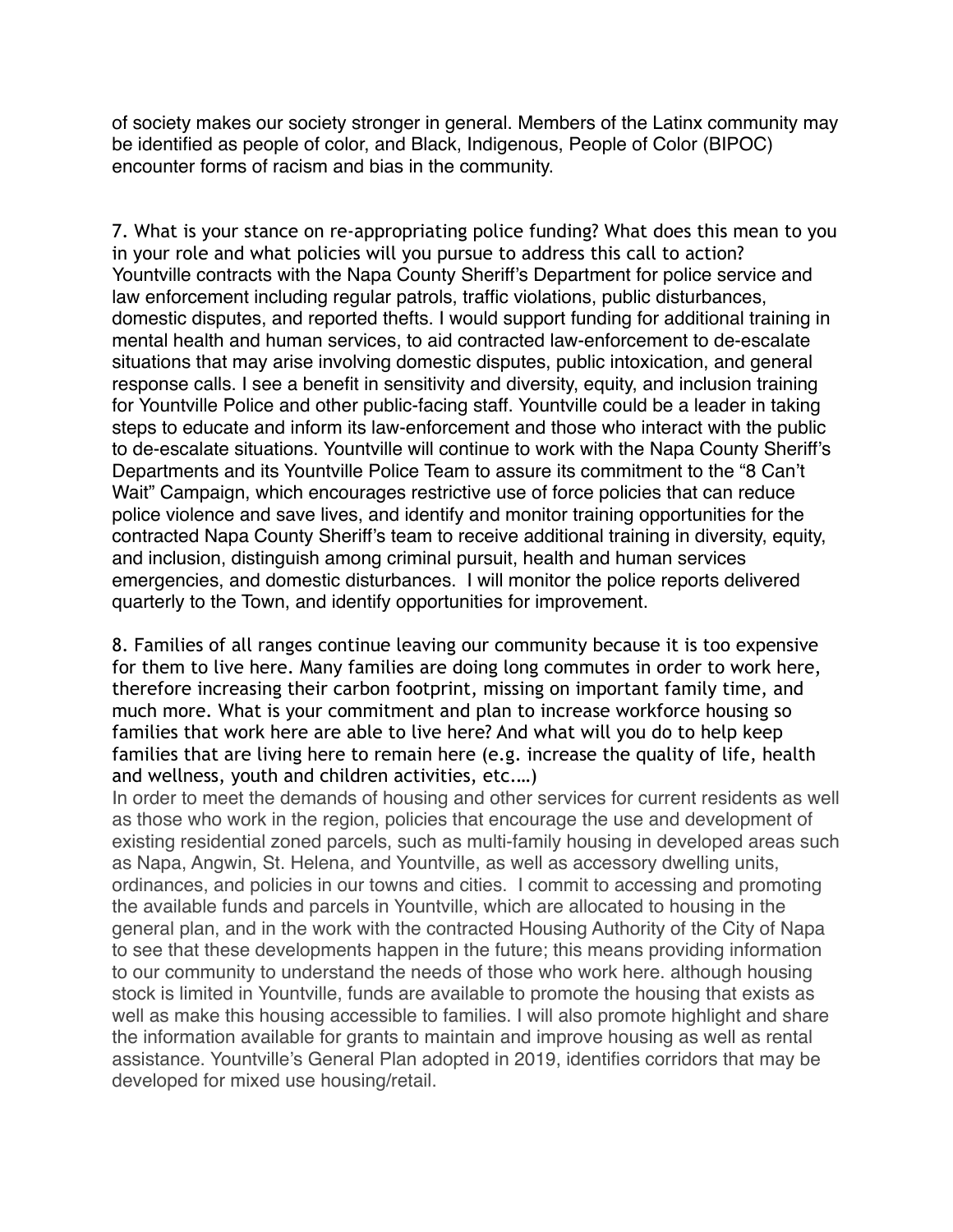of society makes our society stronger in general. Members of the Latinx community may be identified as people of color, and Black, Indigenous, People of Color (BIPOC) encounter forms of racism and bias in the community.

7. What is your stance on re-appropriating police funding? What does this mean to you in your role and what policies will you pursue to address this call to action?
Yountville contracts with the Napa County Sheriff's Department for police service and law enforcement including regular patrols, traffic violations, public disturbances, domestic disputes, and reported thefts. I would support funding for additional training in mental health and human services, to aid contracted law-enforcement to de-escalate situations that may arise involving domestic disputes, public intoxication, and general response calls. I see a benefit in sensitivity and diversity, equity, and inclusion training for Yountville Police and other public-facing staff. Yountville could be a leader in taking steps to educate and inform its law-enforcement and those who interact with the public to de-escalate situations. Yountville will continue to work with the Napa County Sheriff's Departments and its Yountville Police Team to assure its commitment to the "8 Can't Wait" Campaign, which encourages restrictive use of force policies that can reduce police violence and save lives, and identify and monitor training opportunities for the contracted Napa County Sheriff's team to receive additional training in diversity, equity, and inclusion, distinguish among criminal pursuit, health and human services emergencies, and domestic disturbances. I will monitor the police reports delivered quarterly to the Town, and identify opportunities for improvement.

8. Families of all ranges continue leaving our community because it is too expensive for them to live here. Many families are doing long commutes in order to work here, therefore increasing their carbon footprint, missing on important family time, and much more. What is your commitment and plan to increase workforce housing so families that work here are able to live here? And what will you do to help keep families that are living here to remain here (e.g. increase the quality of life, health and wellness, youth and children activities, etc.…)
In order to meet the demands of housing and other services for current residents as well as those who work in the region, policies that encourage the use and development of existing residential zoned parcels, such as multi-family housing in developed areas such as Napa, Angwin, St. Helena, and Yountville, as well as accessory dwelling units, ordinances, and policies in our towns and cities. I commit to accessing and promoting the available funds and parcels in Yountville, which are allocated to housing in the general plan, and in the work with the contracted Housing Authority of the City of Napa to see that these developments happen in the future; this means providing information to our community to understand the needs of those who work here. although housing stock is limited in Yountville, funds are available to promote the housing that exists as well as make this housing accessible to families. I will also promote highlight and share the information available for grants to maintain and improve housing as well as rental assistance. Yountville's General Plan adopted in 2019, identifies corridors that may be developed for mixed use housing/retail.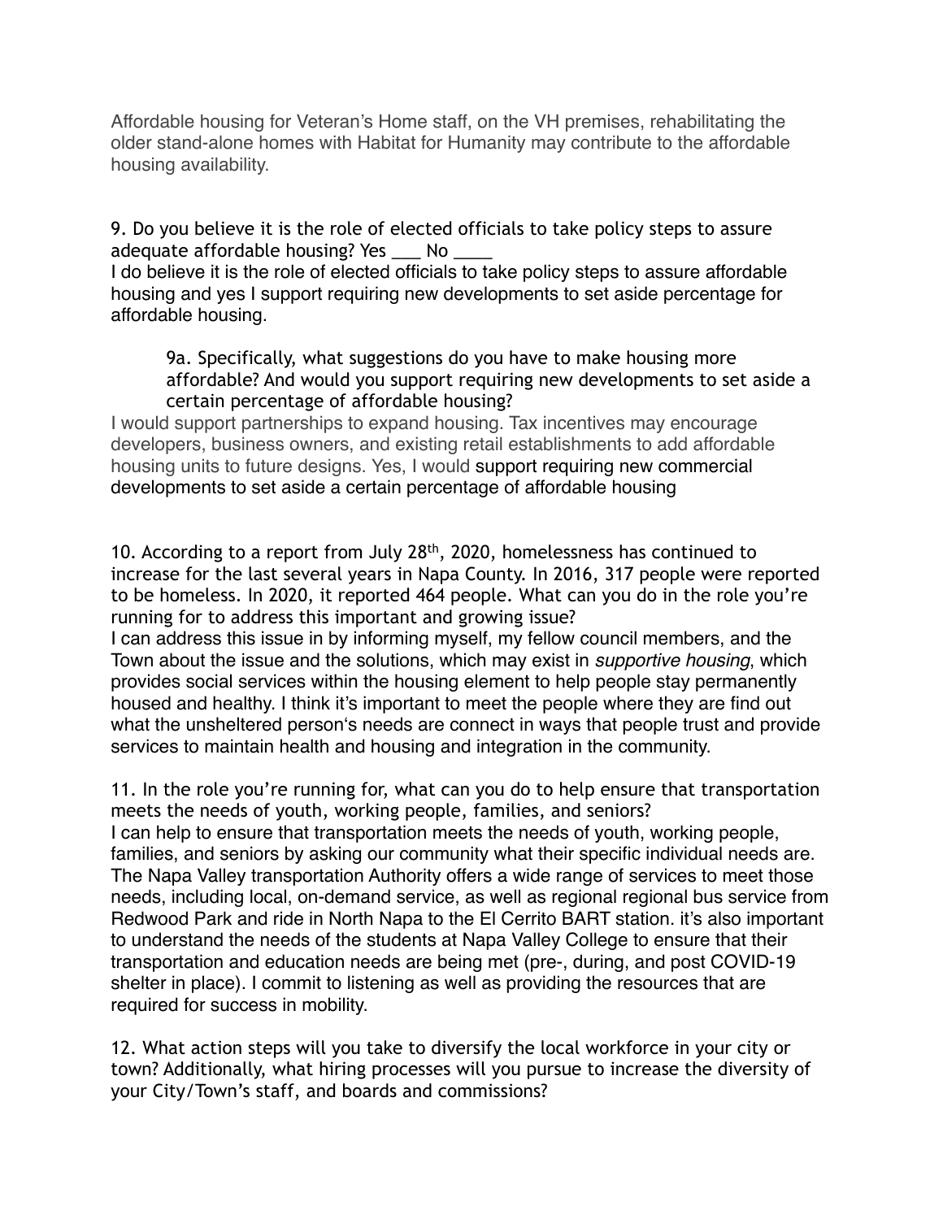Affordable housing for Veteran's Home staff, on the VH premises, rehabilitating the older stand-alone homes with Habitat for Humanity may contribute to the affordable housing availability.

9. Do you believe it is the role of elected officials to take policy steps to assure adequate affordable housing? Yes ___ No ____

I do believe it is the role of elected officials to take policy steps to assure affordable housing and yes I support requiring new developments to set aside percentage for affordable housing.

> 9a. Specifically, what suggestions do you have to make housing more affordable? And would you support requiring new developments to set aside a certain percentage of affordable housing?

I would support partnerships to expand housing. Tax incentives may encourage developers, business owners, and existing retail establishments to add affordable housing units to future designs. Yes, I would support requiring new commercial developments to set aside a certain percentage of affordable housing

10. According to a report from July 28th, 2020, homelessness has continued to increase for the last several years in Napa County. In 2016, 317 people were reported to be homeless. In 2020, it reported 464 people. What can you do in the role you're running for to address this important and growing issue?

I can address this issue in by informing myself, my fellow council members, and the Town about the issue and the solutions, which may exist in *supportive housing*, which provides social services within the housing element to help people stay permanently housed and healthy. I think it's important to meet the people where they are find out what the unsheltered person's needs are connect in ways that people trust and provide services to maintain health and housing and integration in the community.

11. In the role you're running for, what can you do to help ensure that transportation meets the needs of youth, working people, families, and seniors?

I can help to ensure that transportation meets the needs of youth, working people, families, and seniors by asking our community what their specific individual needs are. The Napa Valley transportation Authority offers a wide range of services to meet those needs, including local, on-demand service, as well as regional regional bus service from Redwood Park and ride in North Napa to the El Cerrito BART station. it's also important to understand the needs of the students at Napa Valley College to ensure that their transportation and education needs are being met (pre-, during, and post COVID-19 shelter in place). I commit to listening as well as providing the resources that are required for success in mobility.

12. What action steps will you take to diversify the local workforce in your city or town? Additionally, what hiring processes will you pursue to increase the diversity of your City/Town's staff, and boards and commissions?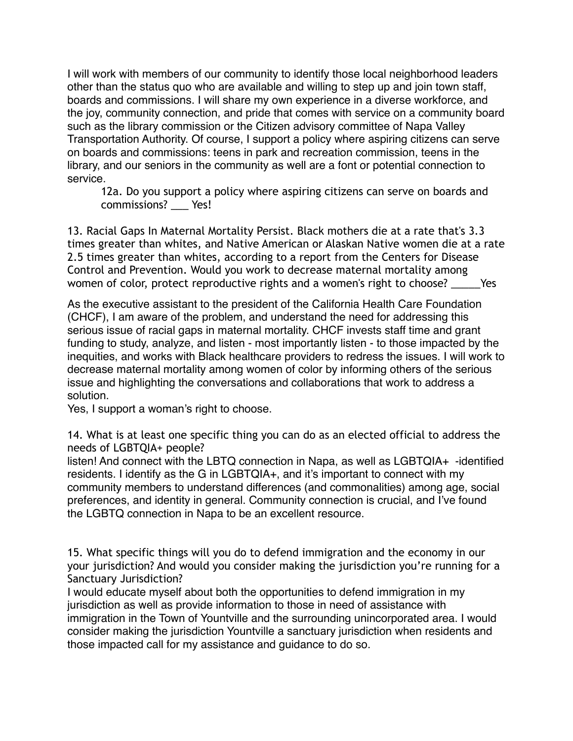I will work with members of our community to identify those local neighborhood leaders other than the status quo who are available and willing to step up and join town staff, boards and commissions. I will share my own experience in a diverse workforce, and the joy, community connection, and pride that comes with service on a community board such as the library commission or the Citizen advisory committee of Napa Valley Transportation Authority. Of course, I support a policy where aspiring citizens can serve on boards and commissions: teens in park and recreation commission, teens in the library, and our seniors in the community as well are a font or potential connection to service.

12a. Do you support a policy where aspiring citizens can serve on boards and commissions? ___ Yes!

13. Racial Gaps In Maternal Mortality Persist. Black mothers die at a rate that's 3.3 times greater than whites, and Native American or Alaskan Native women die at a rate 2.5 times greater than whites, according to a report from the Centers for Disease Control and Prevention. Would you work to decrease maternal mortality among women of color, protect reproductive rights and a women's right to choose? _____Yes

As the executive assistant to the president of the California Health Care Foundation (CHCF), I am aware of the problem, and understand the need for addressing this serious issue of racial gaps in maternal mortality. CHCF invests staff time and grant funding to study, analyze, and listen - most importantly listen - to those impacted by the inequities, and works with Black healthcare providers to redress the issues. I will work to decrease maternal mortality among women of color by informing others of the serious issue and highlighting the conversations and collaborations that work to address a solution.
Yes, I support a woman's right to choose.

14. What is at least one specific thing you can do as an elected official to address the needs of LGBTQIA+ people?
listen! And connect with the LBTQ connection in Napa, as well as LGBTQIA+ -identified residents. I identify as the G in LGBTQIA+, and it's important to connect with my community members to understand differences (and commonalities) among age, social preferences, and identity in general. Community connection is crucial, and I've found the LGBTQ connection in Napa to be an excellent resource.

15. What specific things will you do to defend immigration and the economy in our your jurisdiction? And would you consider making the jurisdiction you're running for a Sanctuary Jurisdiction?
I would educate myself about both the opportunities to defend immigration in my jurisdiction as well as provide information to those in need of assistance with immigration in the Town of Yountville and the surrounding unincorporated area. I would consider making the jurisdiction Yountville a sanctuary jurisdiction when residents and those impacted call for my assistance and guidance to do so.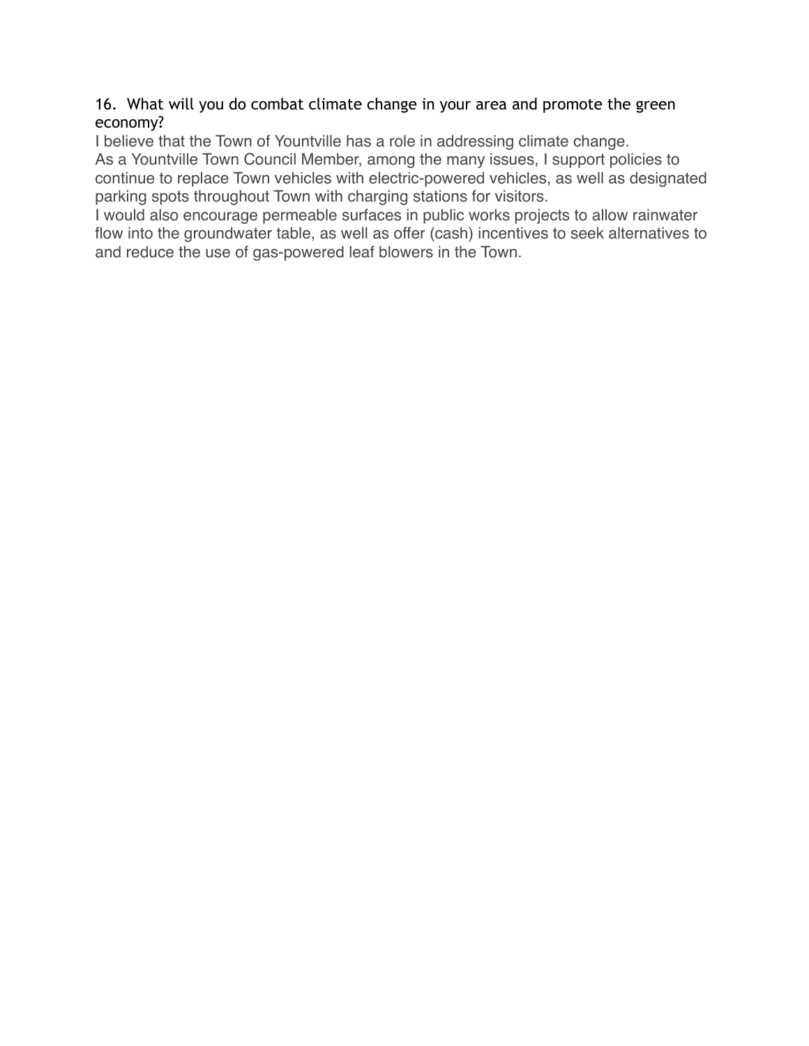16. What will you do combat climate change in your area and promote the green economy?

I believe that the Town of Yountville has a role in addressing climate change.
As a Yountville Town Council Member, among the many issues, I support policies to continue to replace Town vehicles with electric-powered vehicles, as well as designated parking spots throughout Town with charging stations for visitors.
I would also encourage permeable surfaces in public works projects to allow rainwater flow into the groundwater table, as well as offer (cash) incentives to seek alternatives to and reduce the use of gas-powered leaf blowers in the Town.